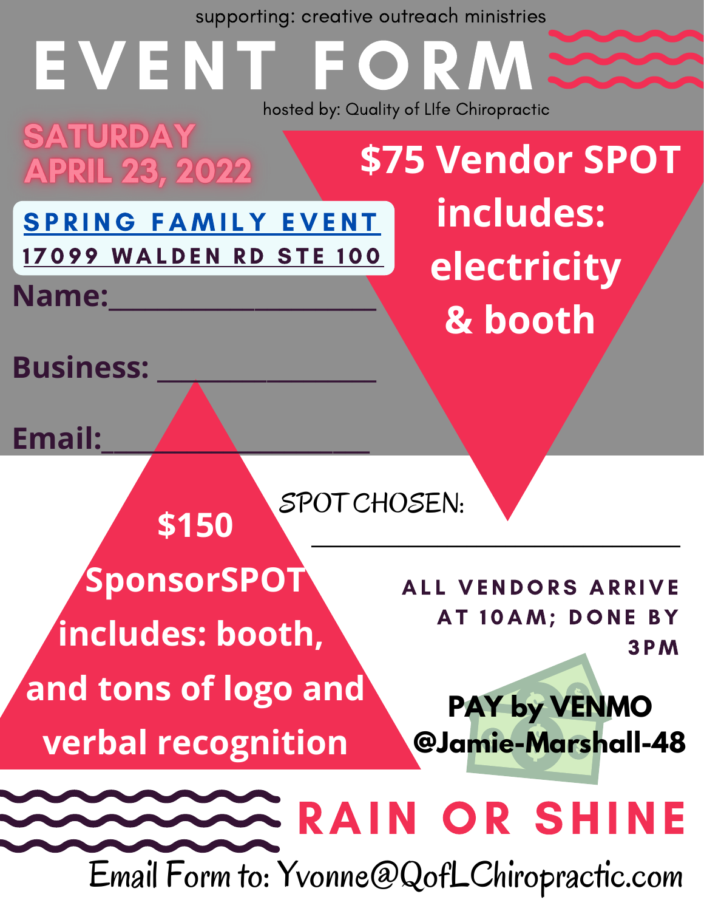supporting: creative outreach ministries

# EVENT FORM

hosted by: Quality of LIfe Chiropractic

**SATURDAY APRIL 23, 2022**

**SPRING FAMILY EVENT**
**17099 WALDEN RD STE 100**

**$75 Vendor SPOT includes: electricity & booth**

**Name:**___________________

**Business:** ________________

**Email:**___________________

**$150 SponsorSPOT includes: booth, and tons of logo and verbal recognition**

SPOT CHOSEN:

______________________________

**ALL VENDORS ARRIVE AT 10AM; DONE BY 3PM**

**PAY by VENMO @Jamie-Marshall-48**

## RAIN OR SHINE

Email Form to: Yvonne@QofLChiropractic.com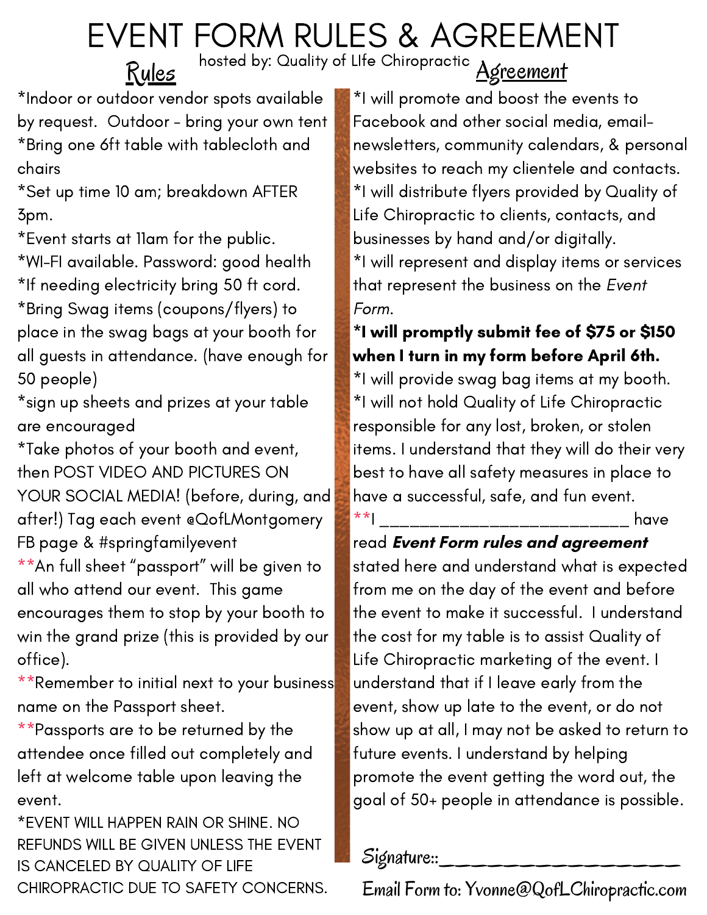# EVENT FORM RULES & AGREEMENT

hosted by: Quality of LIfe Chiropractic

## Rules

*Indoor or outdoor vendor spots available by request. Outdoor - bring your own tent

*Bring one 6ft table with tablecloth and chairs

*Set up time 10 am; breakdown AFTER 3pm.

*Event starts at 11am for the public.

*WI-FI available. Password: good health

*If needing electricity bring 50 ft cord.

*Bring Swag items (coupons/flyers) to place in the swag bags at your booth for all guests in attendance. (have enough for 50 people)

*sign up sheets and prizes at your table are encouraged

*Take photos of your booth and event, then POST VIDEO AND PICTURES ON YOUR SOCIAL MEDIA! (before, during, and after!) Tag each event @QofLMontgomery FB page & #springfamilyevent

**An full sheet "passport" will be given to all who attend our event. This game encourages them to stop by your booth to win the grand prize (this is provided by our office).

**Remember to initial next to your business name on the Passport sheet.

**Passports are to be returned by the attendee once filled out completely and left at welcome table upon leaving the event.

*EVENT WILL HAPPEN RAIN OR SHINE. NO REFUNDS WILL BE GIVEN UNLESS THE EVENT IS CANCELED BY QUALITY OF LIFE CHIROPRACTIC DUE TO SAFETY CONCERNS.

## Agreement

*I will promote and boost the events to Facebook and other social media, email-newsletters, community calendars, & personal websites to reach my clientele and contacts.

*I will distribute flyers provided by Quality of Life Chiropractic to clients, contacts, and businesses by hand and/or digitally.

*I will represent and display items or services that represent the business on the *Event Form*.

**\*I will promptly submit fee of $75 or $150 when I turn in my form before April 6th.**

*I will provide swag bag items at my booth.

*I will not hold Quality of Life Chiropractic responsible for any lost, broken, or stolen items. I understand that they will do their very best to have all safety measures in place to have a successful, safe, and fun event.

**I __________________________ have read ***Event Form rules and agreement*** stated here and understand what is expected from me on the day of the event and before the event to make it successful. I understand the cost for my table is to assist Quality of Life Chiropractic marketing of the event. I understand that if I leave early from the event, show up late to the event, or do not show up at all, I may not be asked to return to future events. I understand by helping promote the event getting the word out, the goal of 50+ people in attendance is possible.

Signature::__________________

Email Form to: Yvonne@QofLChiropractic.com